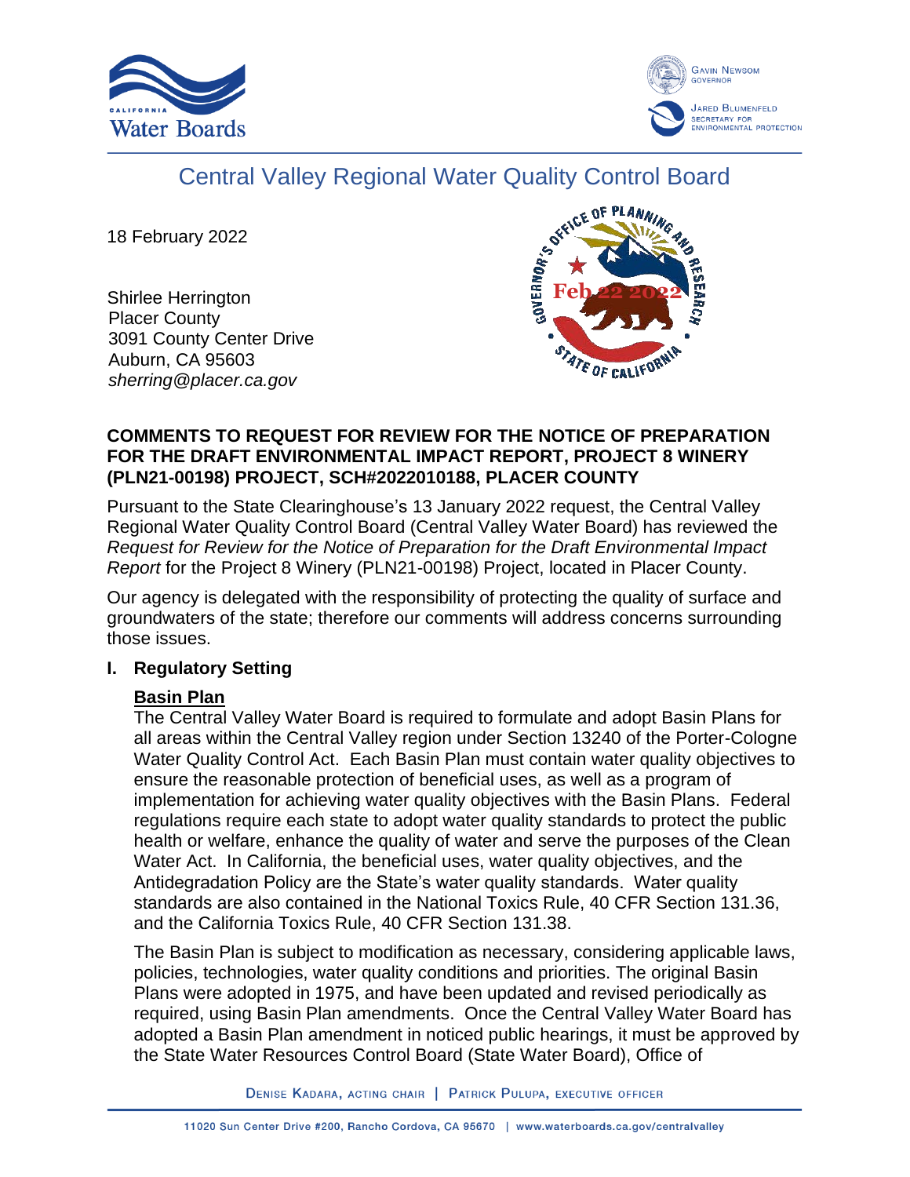# Central Valley Regional Water Quality Control Board

18 February 2022

Shirlee Herrington
Placer County
3091 County Center Drive
Auburn, CA 95603
*sherring@placer.ca.gov*

**COMMENTS TO REQUEST FOR REVIEW FOR THE NOTICE OF PREPARATION FOR THE DRAFT ENVIRONMENTAL IMPACT REPORT, PROJECT 8 WINERY (PLN21-00198) PROJECT, SCH#2022010188, PLACER COUNTY**

Pursuant to the State Clearinghouse's 13 January 2022 request, the Central Valley Regional Water Quality Control Board (Central Valley Water Board) has reviewed the *Request for Review for the Notice of Preparation for the Draft Environmental Impact Report* for the Project 8 Winery (PLN21-00198) Project, located in Placer County.

Our agency is delegated with the responsibility of protecting the quality of surface and groundwaters of the state; therefore our comments will address concerns surrounding those issues.

## I. Regulatory Setting

### Basin Plan

The Central Valley Water Board is required to formulate and adopt Basin Plans for all areas within the Central Valley region under Section 13240 of the Porter-Cologne Water Quality Control Act. Each Basin Plan must contain water quality objectives to ensure the reasonable protection of beneficial uses, as well as a program of implementation for achieving water quality objectives with the Basin Plans. Federal regulations require each state to adopt water quality standards to protect the public health or welfare, enhance the quality of water and serve the purposes of the Clean Water Act. In California, the beneficial uses, water quality objectives, and the Antidegradation Policy are the State's water quality standards. Water quality standards are also contained in the National Toxics Rule, 40 CFR Section 131.36, and the California Toxics Rule, 40 CFR Section 131.38.

The Basin Plan is subject to modification as necessary, considering applicable laws, policies, technologies, water quality conditions and priorities. The original Basin Plans were adopted in 1975, and have been updated and revised periodically as required, using Basin Plan amendments. Once the Central Valley Water Board has adopted a Basin Plan amendment in noticed public hearings, it must be approved by the State Water Resources Control Board (State Water Board), Office of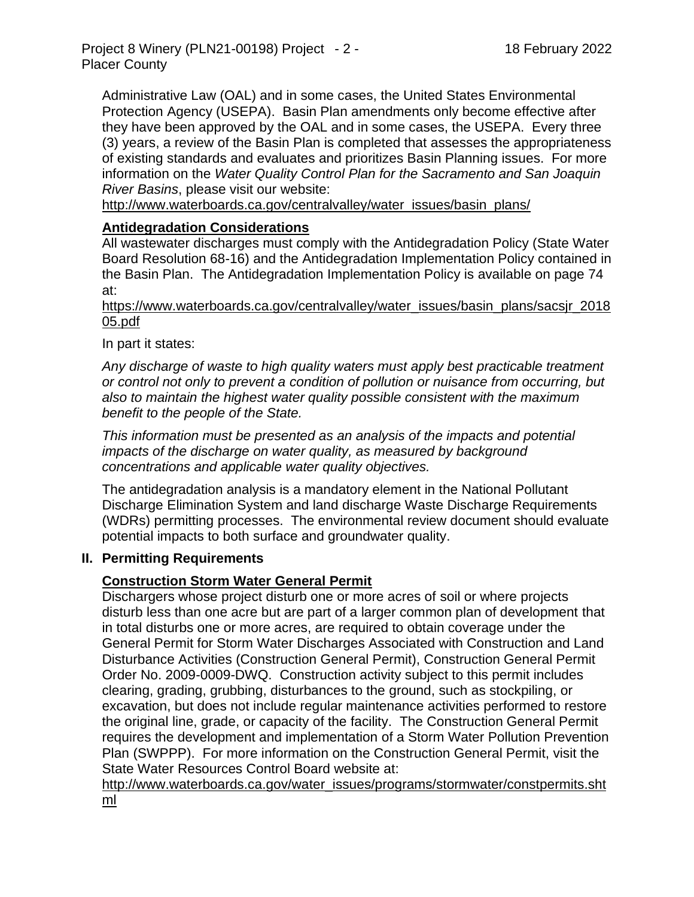Administrative Law (OAL) and in some cases, the United States Environmental Protection Agency (USEPA). Basin Plan amendments only become effective after they have been approved by the OAL and in some cases, the USEPA. Every three (3) years, a review of the Basin Plan is completed that assesses the appropriateness of existing standards and evaluates and prioritizes Basin Planning issues. For more information on the *Water Quality Control Plan for the Sacramento and San Joaquin River Basins*, please visit our website: http://www.waterboards.ca.gov/centralvalley/water_issues/basin_plans/

### Antidegradation Considerations

All wastewater discharges must comply with the Antidegradation Policy (State Water Board Resolution 68-16) and the Antidegradation Implementation Policy contained in the Basin Plan. The Antidegradation Implementation Policy is available on page 74 at:
https://www.waterboards.ca.gov/centralvalley/water_issues/basin_plans/sacsjr_201805.pdf

In part it states:

*Any discharge of waste to high quality waters must apply best practicable treatment or control not only to prevent a condition of pollution or nuisance from occurring, but also to maintain the highest water quality possible consistent with the maximum benefit to the people of the State.*

*This information must be presented as an analysis of the impacts and potential impacts of the discharge on water quality, as measured by background concentrations and applicable water quality objectives.*

The antidegradation analysis is a mandatory element in the National Pollutant Discharge Elimination System and land discharge Waste Discharge Requirements (WDRs) permitting processes. The environmental review document should evaluate potential impacts to both surface and groundwater quality.

## II. Permitting Requirements

### Construction Storm Water General Permit

Dischargers whose project disturb one or more acres of soil or where projects disturb less than one acre but are part of a larger common plan of development that in total disturbs one or more acres, are required to obtain coverage under the General Permit for Storm Water Discharges Associated with Construction and Land Disturbance Activities (Construction General Permit), Construction General Permit Order No. 2009-0009-DWQ. Construction activity subject to this permit includes clearing, grading, grubbing, disturbances to the ground, such as stockpiling, or excavation, but does not include regular maintenance activities performed to restore the original line, grade, or capacity of the facility. The Construction General Permit requires the development and implementation of a Storm Water Pollution Prevention Plan (SWPPP). For more information on the Construction General Permit, visit the State Water Resources Control Board website at:
http://www.waterboards.ca.gov/water_issues/programs/stormwater/constpermits.shtml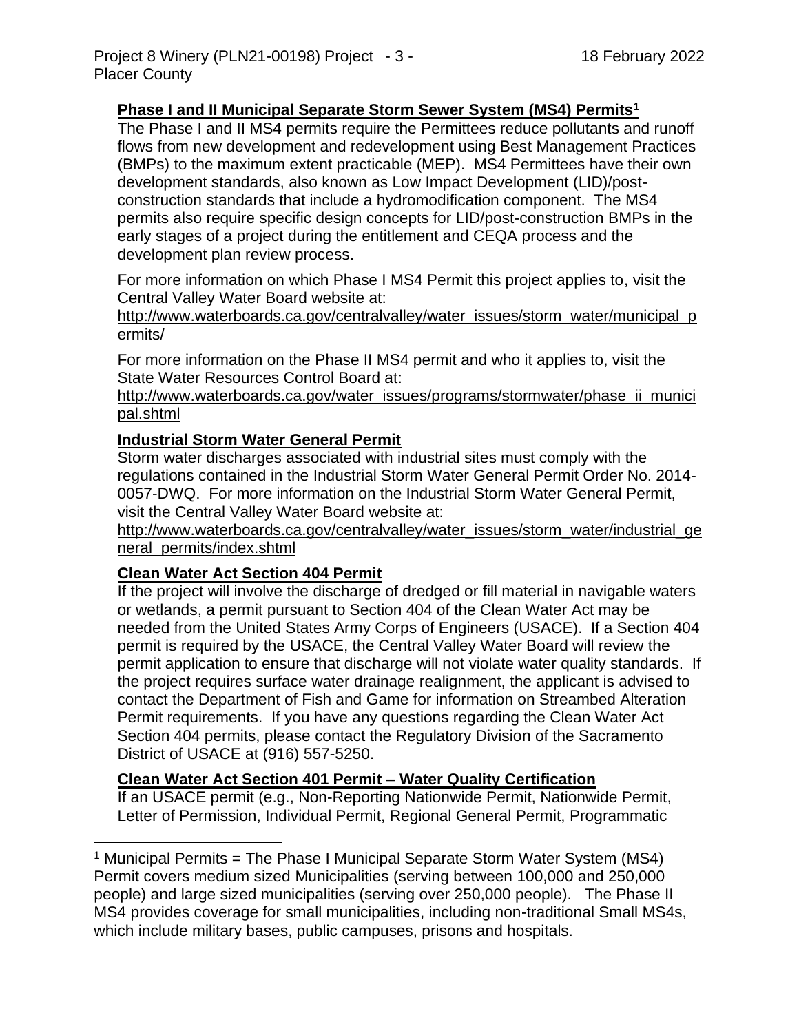**Phase I and II Municipal Separate Storm Sewer System (MS4) Permits[1]**

The Phase I and II MS4 permits require the Permittees reduce pollutants and runoff flows from new development and redevelopment using Best Management Practices (BMPs) to the maximum extent practicable (MEP). MS4 Permittees have their own development standards, also known as Low Impact Development (LID)/post-construction standards that include a hydromodification component. The MS4 permits also require specific design concepts for LID/post-construction BMPs in the early stages of a project during the entitlement and CEQA process and the development plan review process.

For more information on which Phase I MS4 Permit this project applies to, visit the Central Valley Water Board website at:
http://www.waterboards.ca.gov/centralvalley/water_issues/storm_water/municipal_permits/

For more information on the Phase II MS4 permit and who it applies to, visit the State Water Resources Control Board at:
http://www.waterboards.ca.gov/water_issues/programs/stormwater/phase_ii_municipal.shtml

**Industrial Storm Water General Permit**

Storm water discharges associated with industrial sites must comply with the regulations contained in the Industrial Storm Water General Permit Order No. 2014-0057-DWQ. For more information on the Industrial Storm Water General Permit, visit the Central Valley Water Board website at:
http://www.waterboards.ca.gov/centralvalley/water_issues/storm_water/industrial_general_permits/index.shtml

**Clean Water Act Section 404 Permit**

If the project will involve the discharge of dredged or fill material in navigable waters or wetlands, a permit pursuant to Section 404 of the Clean Water Act may be needed from the United States Army Corps of Engineers (USACE). If a Section 404 permit is required by the USACE, the Central Valley Water Board will review the permit application to ensure that discharge will not violate water quality standards. If the project requires surface water drainage realignment, the applicant is advised to contact the Department of Fish and Game for information on Streambed Alteration Permit requirements. If you have any questions regarding the Clean Water Act Section 404 permits, please contact the Regulatory Division of the Sacramento District of USACE at (916) 557-5250.

**Clean Water Act Section 401 Permit – Water Quality Certification**

If an USACE permit (e.g., Non-Reporting Nationwide Permit, Nationwide Permit, Letter of Permission, Individual Permit, Regional General Permit, Programmatic

[1] Municipal Permits = The Phase I Municipal Separate Storm Water System (MS4) Permit covers medium sized Municipalities (serving between 100,000 and 250,000 people) and large sized municipalities (serving over 250,000 people). The Phase II MS4 provides coverage for small municipalities, including non-traditional Small MS4s, which include military bases, public campuses, prisons and hospitals.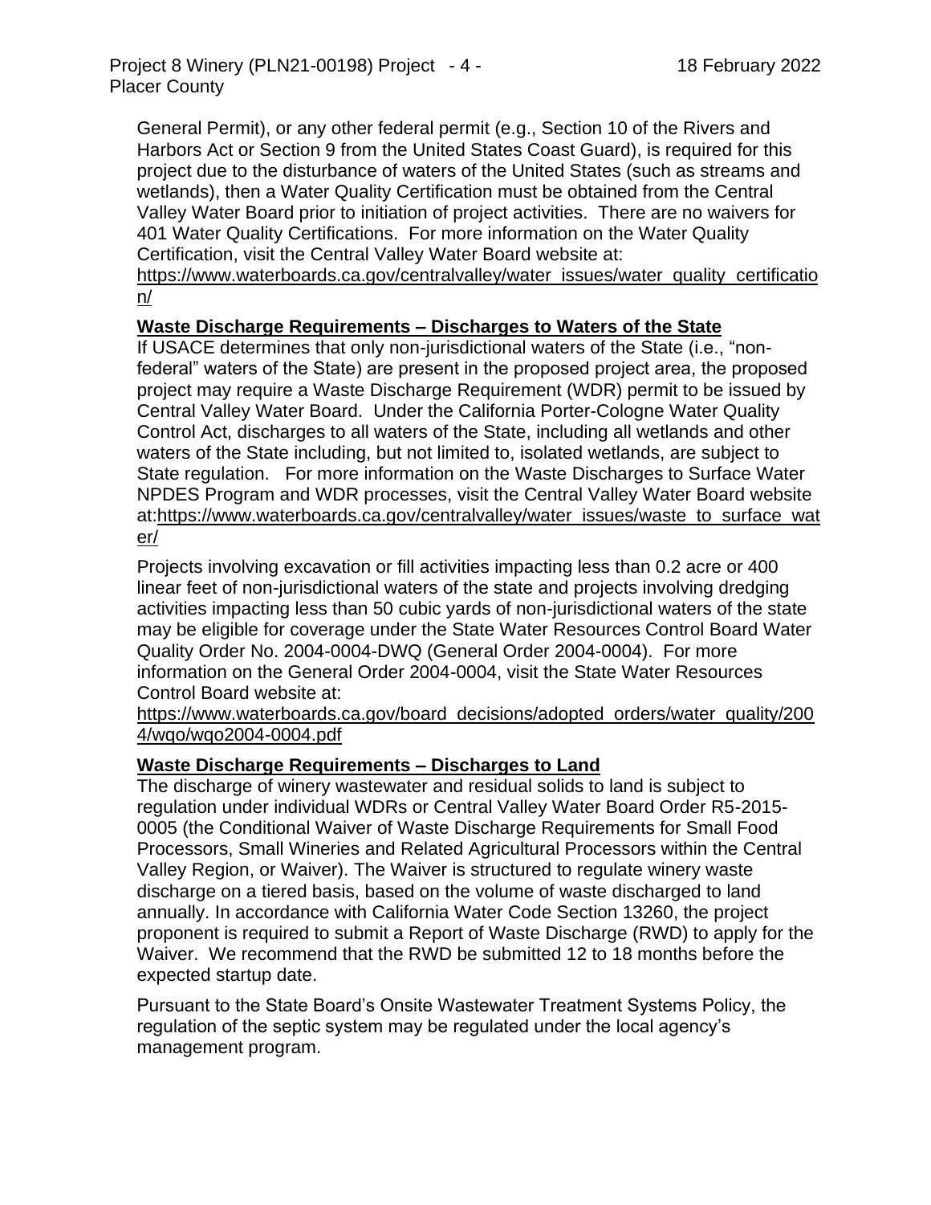General Permit), or any other federal permit (e.g., Section 10 of the Rivers and Harbors Act or Section 9 from the United States Coast Guard), is required for this project due to the disturbance of waters of the United States (such as streams and wetlands), then a Water Quality Certification must be obtained from the Central Valley Water Board prior to initiation of project activities. There are no waivers for 401 Water Quality Certifications. For more information on the Water Quality Certification, visit the Central Valley Water Board website at: https://www.waterboards.ca.gov/centralvalley/water_issues/water_quality_certification/

**Waste Discharge Requirements – Discharges to Waters of the State**

If USACE determines that only non-jurisdictional waters of the State (i.e., "non-federal" waters of the State) are present in the proposed project area, the proposed project may require a Waste Discharge Requirement (WDR) permit to be issued by Central Valley Water Board. Under the California Porter-Cologne Water Quality Control Act, discharges to all waters of the State, including all wetlands and other waters of the State including, but not limited to, isolated wetlands, are subject to State regulation. For more information on the Waste Discharges to Surface Water NPDES Program and WDR processes, visit the Central Valley Water Board website at:https://www.waterboards.ca.gov/centralvalley/water_issues/waste_to_surface_water/

Projects involving excavation or fill activities impacting less than 0.2 acre or 400 linear feet of non-jurisdictional waters of the state and projects involving dredging activities impacting less than 50 cubic yards of non-jurisdictional waters of the state may be eligible for coverage under the State Water Resources Control Board Water Quality Order No. 2004-0004-DWQ (General Order 2004-0004). For more information on the General Order 2004-0004, visit the State Water Resources Control Board website at:
https://www.waterboards.ca.gov/board_decisions/adopted_orders/water_quality/2004/wqo/wqo2004-0004.pdf

**Waste Discharge Requirements – Discharges to Land**

The discharge of winery wastewater and residual solids to land is subject to regulation under individual WDRs or Central Valley Water Board Order R5-2015-0005 (the Conditional Waiver of Waste Discharge Requirements for Small Food Processors, Small Wineries and Related Agricultural Processors within the Central Valley Region, or Waiver). The Waiver is structured to regulate winery waste discharge on a tiered basis, based on the volume of waste discharged to land annually. In accordance with California Water Code Section 13260, the project proponent is required to submit a Report of Waste Discharge (RWD) to apply for the Waiver. We recommend that the RWD be submitted 12 to 18 months before the expected startup date.

Pursuant to the State Board's Onsite Wastewater Treatment Systems Policy, the regulation of the septic system may be regulated under the local agency's management program.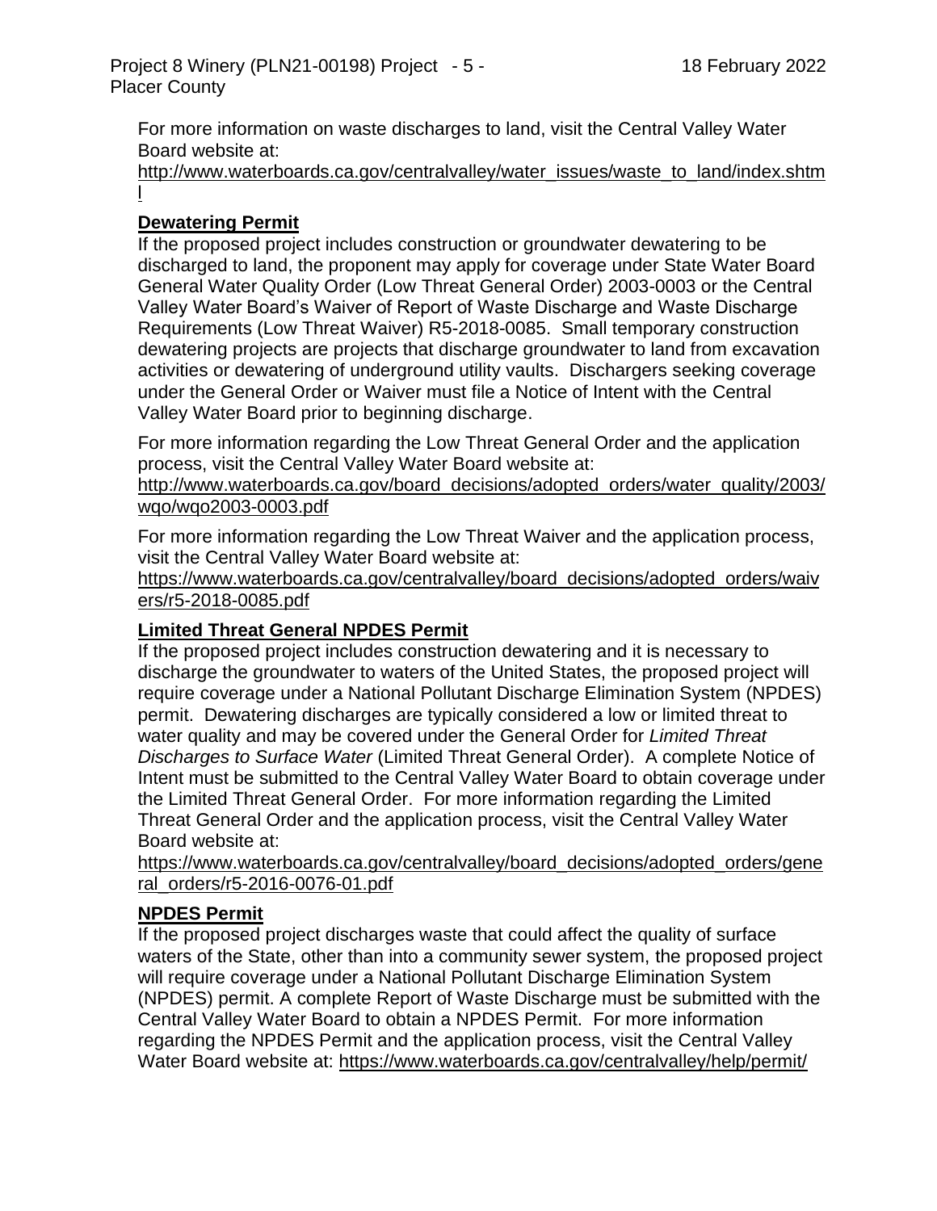For more information on waste discharges to land, visit the Central Valley Water Board website at:
http://www.waterboards.ca.gov/centralvalley/water_issues/waste_to_land/index.shtml

**Dewatering Permit**

If the proposed project includes construction or groundwater dewatering to be discharged to land, the proponent may apply for coverage under State Water Board General Water Quality Order (Low Threat General Order) 2003-0003 or the Central Valley Water Board's Waiver of Report of Waste Discharge and Waste Discharge Requirements (Low Threat Waiver) R5-2018-0085. Small temporary construction dewatering projects are projects that discharge groundwater to land from excavation activities or dewatering of underground utility vaults. Dischargers seeking coverage under the General Order or Waiver must file a Notice of Intent with the Central Valley Water Board prior to beginning discharge.

For more information regarding the Low Threat General Order and the application process, visit the Central Valley Water Board website at:
http://www.waterboards.ca.gov/board_decisions/adopted_orders/water_quality/2003/wqo/wqo2003-0003.pdf

For more information regarding the Low Threat Waiver and the application process, visit the Central Valley Water Board website at:
https://www.waterboards.ca.gov/centralvalley/board_decisions/adopted_orders/waivers/r5-2018-0085.pdf

**Limited Threat General NPDES Permit**

If the proposed project includes construction dewatering and it is necessary to discharge the groundwater to waters of the United States, the proposed project will require coverage under a National Pollutant Discharge Elimination System (NPDES) permit. Dewatering discharges are typically considered a low or limited threat to water quality and may be covered under the General Order for *Limited Threat Discharges to Surface Water* (Limited Threat General Order). A complete Notice of Intent must be submitted to the Central Valley Water Board to obtain coverage under the Limited Threat General Order. For more information regarding the Limited Threat General Order and the application process, visit the Central Valley Water Board website at:
https://www.waterboards.ca.gov/centralvalley/board_decisions/adopted_orders/general_orders/r5-2016-0076-01.pdf

**NPDES Permit**

If the proposed project discharges waste that could affect the quality of surface waters of the State, other than into a community sewer system, the proposed project will require coverage under a National Pollutant Discharge Elimination System (NPDES) permit. A complete Report of Waste Discharge must be submitted with the Central Valley Water Board to obtain a NPDES Permit. For more information regarding the NPDES Permit and the application process, visit the Central Valley Water Board website at: https://www.waterboards.ca.gov/centralvalley/help/permit/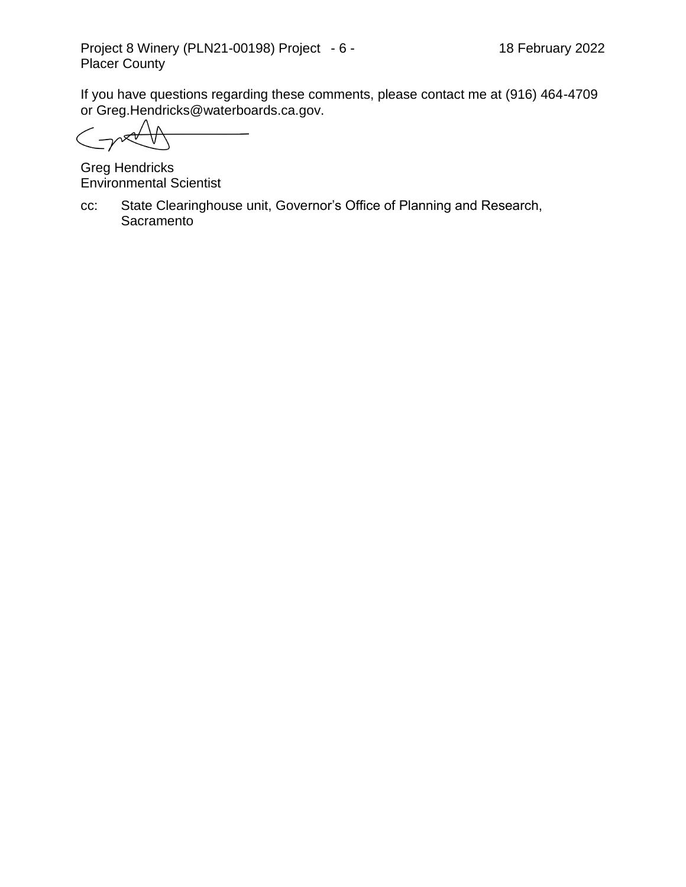If you have questions regarding these comments, please contact me at (916) 464-4709 or Greg.Hendricks@waterboards.ca.gov.

Greg Hendricks
Environmental Scientist

cc: State Clearinghouse unit, Governor’s Office of Planning and Research, Sacramento